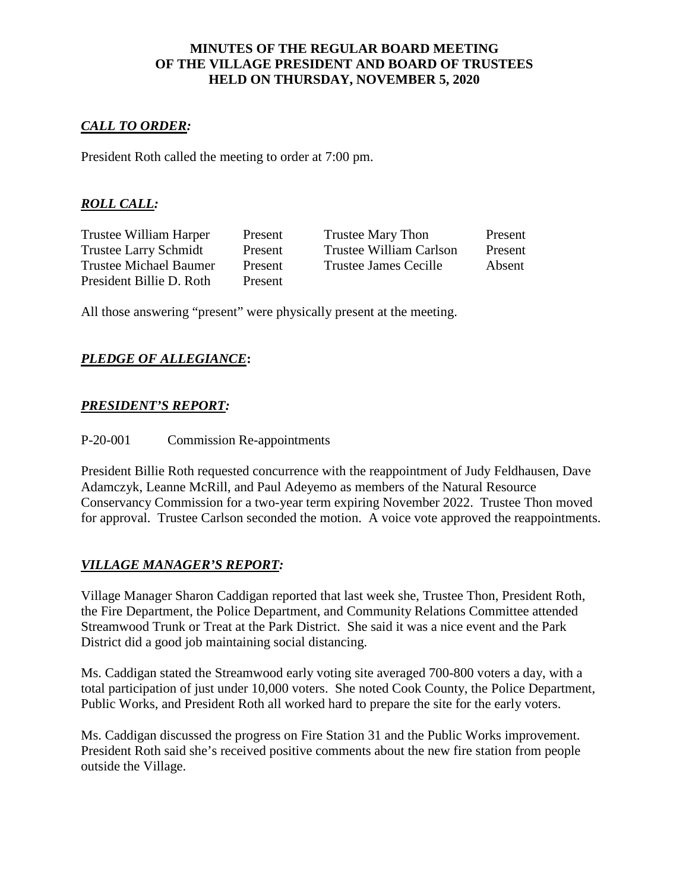**MINUTES OF THE REGULAR BOARD MEETING**
**OF THE VILLAGE PRESIDENT AND BOARD OF TRUSTEES**
**HELD ON THURSDAY, NOVEMBER 5, 2020**

## ***CALL TO ORDER:***

President Roth called the meeting to order at 7:00 pm.

## ***ROLL CALL:***

| | | | |
|---|---|---|---|
| Trustee William Harper | Present | Trustee Mary Thon | Present |
| Trustee Larry Schmidt | Present | Trustee William Carlson | Present |
| Trustee Michael Baumer | Present | Trustee James Cecille | Absent |
| President Billie D. Roth | Present | | |

All those answering "present" were physically present at the meeting.

## ***PLEDGE OF ALLEGIANCE*:**

## ***PRESIDENT'S REPORT:***

P-20-001 Commission Re-appointments

President Billie Roth requested concurrence with the reappointment of Judy Feldhausen, Dave Adamczyk, Leanne McRill, and Paul Adeyemo as members of the Natural Resource Conservancy Commission for a two-year term expiring November 2022. Trustee Thon moved for approval. Trustee Carlson seconded the motion. A voice vote approved the reappointments.

## ***VILLAGE MANAGER'S REPORT:***

Village Manager Sharon Caddigan reported that last week she, Trustee Thon, President Roth, the Fire Department, the Police Department, and Community Relations Committee attended Streamwood Trunk or Treat at the Park District. She said it was a nice event and the Park District did a good job maintaining social distancing.

Ms. Caddigan stated the Streamwood early voting site averaged 700-800 voters a day, with a total participation of just under 10,000 voters. She noted Cook County, the Police Department, Public Works, and President Roth all worked hard to prepare the site for the early voters.

Ms. Caddigan discussed the progress on Fire Station 31 and the Public Works improvement. President Roth said she's received positive comments about the new fire station from people outside the Village.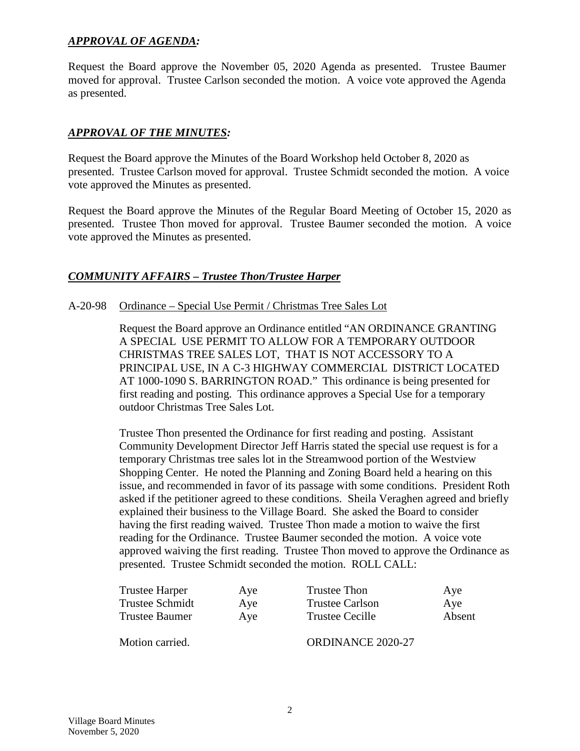## ***APPROVAL OF AGENDA:***

Request the Board approve the November 05, 2020 Agenda as presented. Trustee Baumer moved for approval. Trustee Carlson seconded the motion. A voice vote approved the Agenda as presented.

## ***APPROVAL OF THE MINUTES:***

Request the Board approve the Minutes of the Board Workshop held October 8, 2020 as presented. Trustee Carlson moved for approval. Trustee Schmidt seconded the motion. A voice vote approved the Minutes as presented.

Request the Board approve the Minutes of the Regular Board Meeting of October 15, 2020 as presented. Trustee Thon moved for approval. Trustee Baumer seconded the motion. A voice vote approved the Minutes as presented.

## ***COMMUNITY AFFAIRS – Trustee Thon/Trustee Harper***

A-20-98 Ordinance – Special Use Permit / Christmas Tree Sales Lot

Request the Board approve an Ordinance entitled "AN ORDINANCE GRANTING A SPECIAL USE PERMIT TO ALLOW FOR A TEMPORARY OUTDOOR CHRISTMAS TREE SALES LOT, THAT IS NOT ACCESSORY TO A PRINCIPAL USE, IN A C-3 HIGHWAY COMMERCIAL DISTRICT LOCATED AT 1000-1090 S. BARRINGTON ROAD." This ordinance is being presented for first reading and posting. This ordinance approves a Special Use for a temporary outdoor Christmas Tree Sales Lot.

Trustee Thon presented the Ordinance for first reading and posting. Assistant Community Development Director Jeff Harris stated the special use request is for a temporary Christmas tree sales lot in the Streamwood portion of the Westview Shopping Center. He noted the Planning and Zoning Board held a hearing on this issue, and recommended in favor of its passage with some conditions. President Roth asked if the petitioner agreed to these conditions. Sheila Veraghen agreed and briefly explained their business to the Village Board. She asked the Board to consider having the first reading waived. Trustee Thon made a motion to waive the first reading for the Ordinance. Trustee Baumer seconded the motion. A voice vote approved waiving the first reading. Trustee Thon moved to approve the Ordinance as presented. Trustee Schmidt seconded the motion. ROLL CALL:

| | | | |
|---|---|---|---|
| Trustee Harper | Aye | Trustee Thon | Aye |
| Trustee Schmidt | Aye | Trustee Carlson | Aye |
| Trustee Baumer | Aye | Trustee Cecille | Absent |

Motion carried. ORDINANCE 2020-27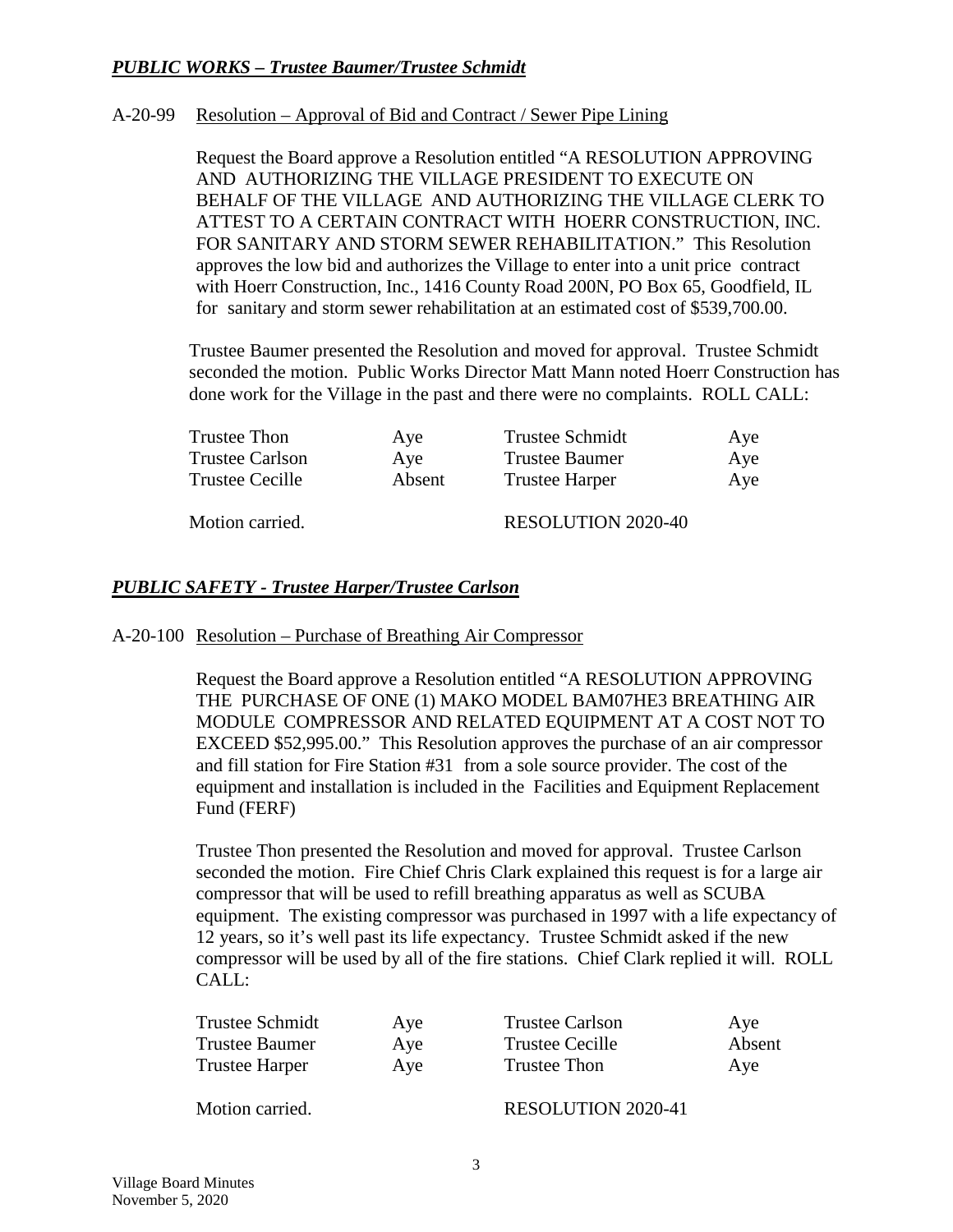## ***PUBLIC WORKS – Trustee Baumer/Trustee Schmidt***

A-20-99 Resolution – Approval of Bid and Contract / Sewer Pipe Lining

Request the Board approve a Resolution entitled "A RESOLUTION APPROVING AND AUTHORIZING THE VILLAGE PRESIDENT TO EXECUTE ON BEHALF OF THE VILLAGE AND AUTHORIZING THE VILLAGE CLERK TO ATTEST TO A CERTAIN CONTRACT WITH HOERR CONSTRUCTION, INC. FOR SANITARY AND STORM SEWER REHABILITATION." This Resolution approves the low bid and authorizes the Village to enter into a unit price contract with Hoerr Construction, Inc., 1416 County Road 200N, PO Box 65, Goodfield, IL for sanitary and storm sewer rehabilitation at an estimated cost of $539,700.00.

Trustee Baumer presented the Resolution and moved for approval. Trustee Schmidt seconded the motion. Public Works Director Matt Mann noted Hoerr Construction has done work for the Village in the past and there were no complaints. ROLL CALL:

| | | | |
|---|---|---|---|
| Trustee Thon | Aye | Trustee Schmidt | Aye |
| Trustee Carlson | Aye | Trustee Baumer | Aye |
| Trustee Cecille | Absent | Trustee Harper | Aye |

Motion carried. RESOLUTION 2020-40

## ***PUBLIC SAFETY - Trustee Harper/Trustee Carlson***

A-20-100 Resolution – Purchase of Breathing Air Compressor

Request the Board approve a Resolution entitled "A RESOLUTION APPROVING THE PURCHASE OF ONE (1) MAKO MODEL BAM07HE3 BREATHING AIR MODULE COMPRESSOR AND RELATED EQUIPMENT AT A COST NOT TO EXCEED $52,995.00." This Resolution approves the purchase of an air compressor and fill station for Fire Station #31 from a sole source provider. The cost of the equipment and installation is included in the Facilities and Equipment Replacement Fund (FERF)

Trustee Thon presented the Resolution and moved for approval. Trustee Carlson seconded the motion. Fire Chief Chris Clark explained this request is for a large air compressor that will be used to refill breathing apparatus as well as SCUBA equipment. The existing compressor was purchased in 1997 with a life expectancy of 12 years, so it's well past its life expectancy. Trustee Schmidt asked if the new compressor will be used by all of the fire stations. Chief Clark replied it will. ROLL CALL:

| | | | |
|---|---|---|---|
| Trustee Schmidt | Aye | Trustee Carlson | Aye |
| Trustee Baumer | Aye | Trustee Cecille | Absent |
| Trustee Harper | Aye | Trustee Thon | Aye |

Motion carried. RESOLUTION 2020-41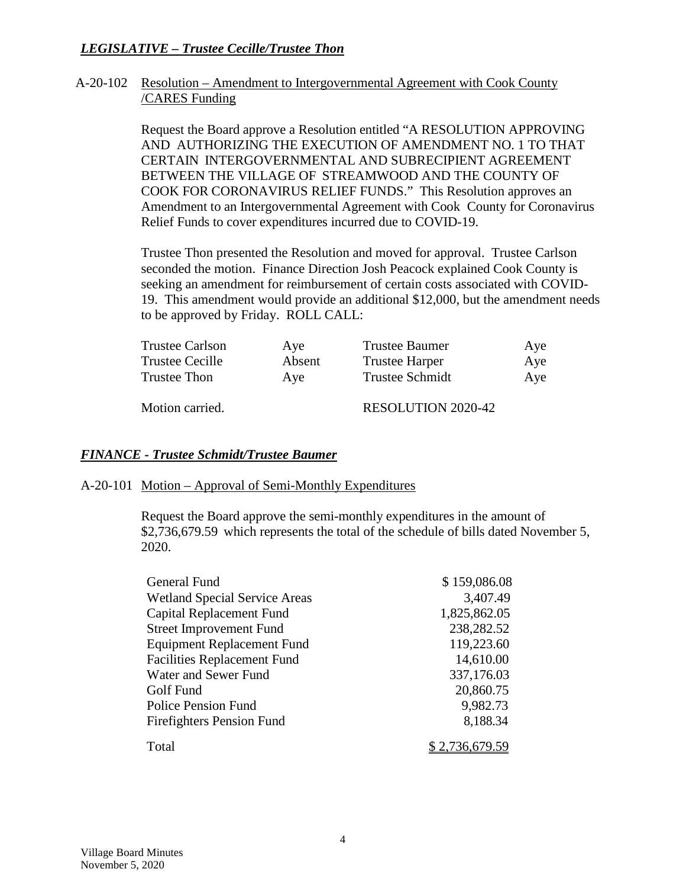***LEGISLATIVE – Trustee Cecille/Trustee Thon***

A-20-102 Resolution – Amendment to Intergovernmental Agreement with Cook County /CARES Funding

Request the Board approve a Resolution entitled "A RESOLUTION APPROVING AND AUTHORIZING THE EXECUTION OF AMENDMENT NO. 1 TO THAT CERTAIN INTERGOVERNMENTAL AND SUBRECIPIENT AGREEMENT BETWEEN THE VILLAGE OF STREAMWOOD AND THE COUNTY OF COOK FOR CORONAVIRUS RELIEF FUNDS." This Resolution approves an Amendment to an Intergovernmental Agreement with Cook County for Coronavirus Relief Funds to cover expenditures incurred due to COVID-19.

Trustee Thon presented the Resolution and moved for approval. Trustee Carlson seconded the motion. Finance Direction Josh Peacock explained Cook County is seeking an amendment for reimbursement of certain costs associated with COVID-19. This amendment would provide an additional $12,000, but the amendment needs to be approved by Friday. ROLL CALL:

| | | | |
|---|---|---|---|
| Trustee Carlson | Aye | Trustee Baumer | Aye |
| Trustee Cecille | Absent | Trustee Harper | Aye |
| Trustee Thon | Aye | Trustee Schmidt | Aye |

Motion carried. RESOLUTION 2020-42

***FINANCE - Trustee Schmidt/Trustee Baumer***

A-20-101 Motion – Approval of Semi-Monthly Expenditures

Request the Board approve the semi-monthly expenditures in the amount of $2,736,679.59 which represents the total of the schedule of bills dated November 5, 2020.

| | |
|---|---|
| General Fund | $ 159,086.08 |
| Wetland Special Service Areas | 3,407.49 |
| Capital Replacement Fund | 1,825,862.05 |
| Street Improvement Fund | 238,282.52 |
| Equipment Replacement Fund | 119,223.60 |
| Facilities Replacement Fund | 14,610.00 |
| Water and Sewer Fund | 337,176.03 |
| Golf Fund | 20,860.75 |
| Police Pension Fund | 9,982.73 |
| Firefighters Pension Fund | 8,188.34 |
| Total | $ 2,736,679.59 |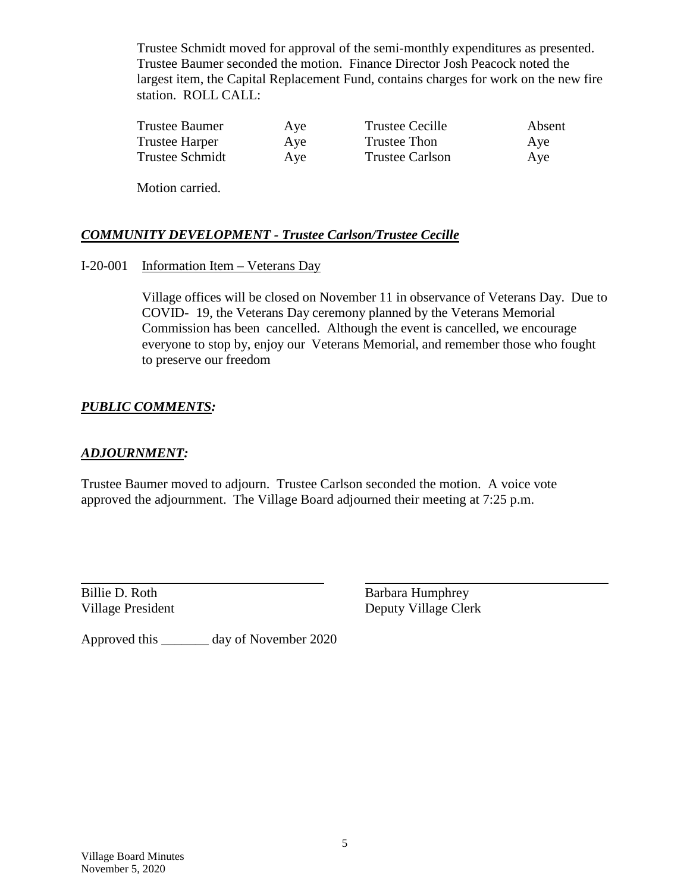Trustee Schmidt moved for approval of the semi-monthly expenditures as presented. Trustee Baumer seconded the motion. Finance Director Josh Peacock noted the largest item, the Capital Replacement Fund, contains charges for work on the new fire station. ROLL CALL:

| | | | |
|---|---|---|---|
| Trustee Baumer | Aye | Trustee Cecille | Absent |
| Trustee Harper | Aye | Trustee Thon | Aye |
| Trustee Schmidt | Aye | Trustee Carlson | Aye |

Motion carried.

***COMMUNITY DEVELOPMENT - Trustee Carlson/Trustee Cecille***

I-20-001 Information Item – Veterans Day

Village offices will be closed on November 11 in observance of Veterans Day. Due to COVID- 19, the Veterans Day ceremony planned by the Veterans Memorial Commission has been cancelled. Although the event is cancelled, we encourage everyone to stop by, enjoy our Veterans Memorial, and remember those who fought to preserve our freedom

***PUBLIC COMMENTS:***

***ADJOURNMENT:***

Trustee Baumer moved to adjourn. Trustee Carlson seconded the motion. A voice vote approved the adjournment. The Village Board adjourned their meeting at 7:25 p.m.

| | |
|---|---|
| Billie D. Roth | Barbara Humphrey |
| Village President | Deputy Village Clerk |

Approved this _______ day of November 2020